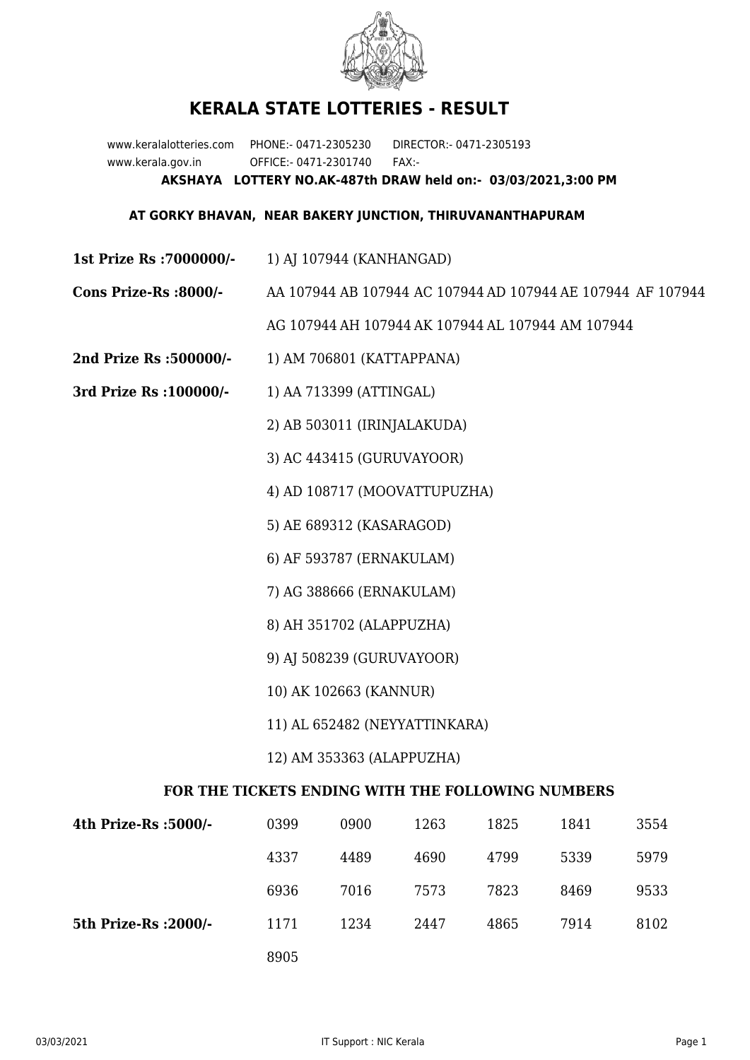# KERALA STATE LOTTERIES - RESULT

www.keralalotteries.com PHONE:- 0471-2305230 DIRECTOR:- 0471-2305193
www.kerala.gov.in OFFICE:- 0471-2301740 FAX:-

**AKSHAYA LOTTERY NO.AK-487th DRAW held on:- 03/03/2021,3:00 PM**

**AT GORKY BHAVAN, NEAR BAKERY JUNCTION, THIRUVANANTHAPURAM**

**1st Prize Rs :7000000/-** 1) AJ 107944 (KANHANGAD)

**Cons Prize-Rs :8000/-** AA 107944 AB 107944 AC 107944 AD 107944 AE 107944 AF 107944 AG 107944 AH 107944 AK 107944 AL 107944 AM 107944

**2nd Prize Rs :500000/-** 1) AM 706801 (KATTAPPANA)

**3rd Prize Rs :100000/-**
1) AA 713399 (ATTINGAL)
2) AB 503011 (IRINJALAKUDA)
3) AC 443415 (GURUVAYOOR)
4) AD 108717 (MOOVATTUPUZHA)
5) AE 689312 (KASARAGOD)
6) AF 593787 (ERNAKULAM)
7) AG 388666 (ERNAKULAM)
8) AH 351702 (ALAPPUZHA)
9) AJ 508239 (GURUVAYOOR)
10) AK 102663 (KANNUR)
11) AL 652482 (NEYYATTINKARA)
12) AM 353363 (ALAPPUZHA)

### FOR THE TICKETS ENDING WITH THE FOLLOWING NUMBERS

| | | | | | | |
|---|---|---|---|---|---|---|
| **4th Prize-Rs :5000/-** | 0399 | 0900 | 1263 | 1825 | 1841 | 3554 |
| | 4337 | 4489 | 4690 | 4799 | 5339 | 5979 |
| | 6936 | 7016 | 7573 | 7823 | 8469 | 9533 |
| **5th Prize-Rs :2000/-** | 1171 | 1234 | 2447 | 4865 | 7914 | 8102 |
| | 8905 | | | | | |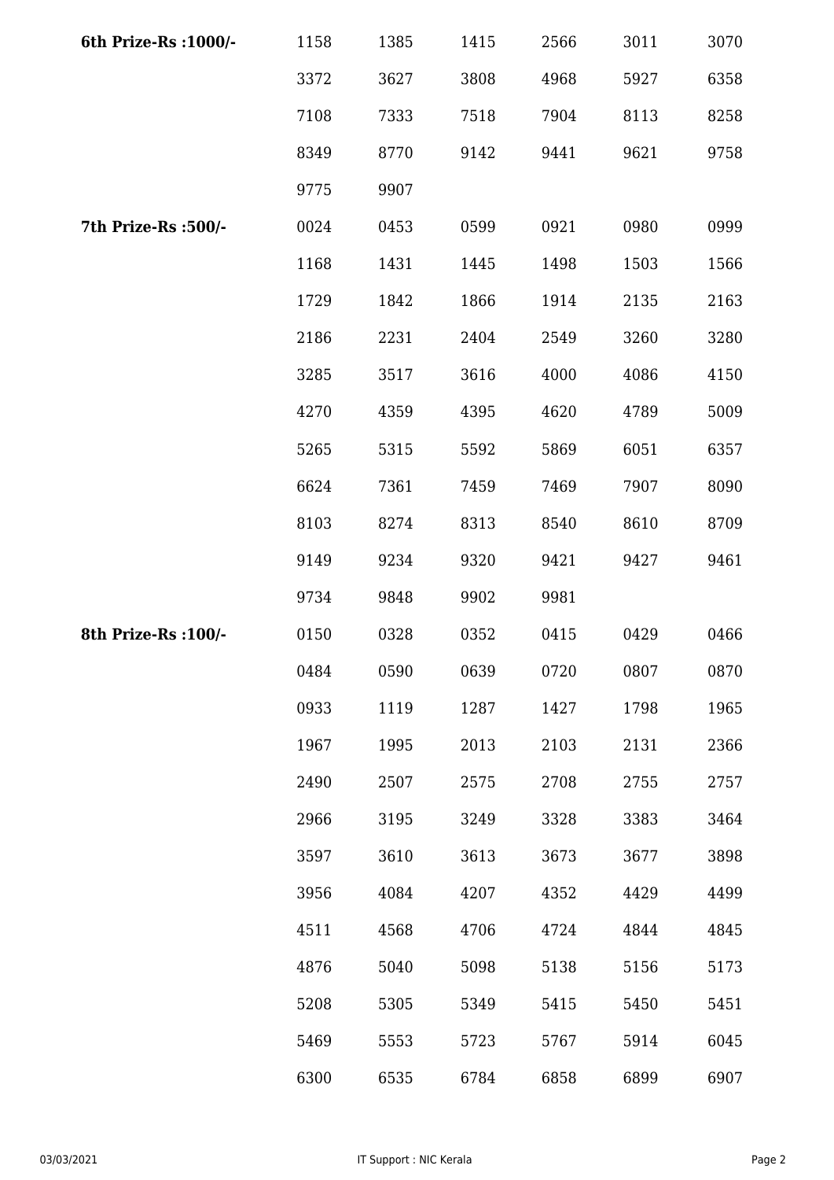| | | | | | | |
|---|---|---|---|---|---|---|
| **6th Prize-Rs :1000/-** | 1158 | 1385 | 1415 | 2566 | 3011 | 3070 |
| | 3372 | 3627 | 3808 | 4968 | 5927 | 6358 |
| | 7108 | 7333 | 7518 | 7904 | 8113 | 8258 |
| | 8349 | 8770 | 9142 | 9441 | 9621 | 9758 |
| | 9775 | 9907 | | | | |
| **7th Prize-Rs :500/-** | 0024 | 0453 | 0599 | 0921 | 0980 | 0999 |
| | 1168 | 1431 | 1445 | 1498 | 1503 | 1566 |
| | 1729 | 1842 | 1866 | 1914 | 2135 | 2163 |
| | 2186 | 2231 | 2404 | 2549 | 3260 | 3280 |
| | 3285 | 3517 | 3616 | 4000 | 4086 | 4150 |
| | 4270 | 4359 | 4395 | 4620 | 4789 | 5009 |
| | 5265 | 5315 | 5592 | 5869 | 6051 | 6357 |
| | 6624 | 7361 | 7459 | 7469 | 7907 | 8090 |
| | 8103 | 8274 | 8313 | 8540 | 8610 | 8709 |
| | 9149 | 9234 | 9320 | 9421 | 9427 | 9461 |
| | 9734 | 9848 | 9902 | 9981 | | |
| **8th Prize-Rs :100/-** | 0150 | 0328 | 0352 | 0415 | 0429 | 0466 |
| | 0484 | 0590 | 0639 | 0720 | 0807 | 0870 |
| | 0933 | 1119 | 1287 | 1427 | 1798 | 1965 |
| | 1967 | 1995 | 2013 | 2103 | 2131 | 2366 |
| | 2490 | 2507 | 2575 | 2708 | 2755 | 2757 |
| | 2966 | 3195 | 3249 | 3328 | 3383 | 3464 |
| | 3597 | 3610 | 3613 | 3673 | 3677 | 3898 |
| | 3956 | 4084 | 4207 | 4352 | 4429 | 4499 |
| | 4511 | 4568 | 4706 | 4724 | 4844 | 4845 |
| | 4876 | 5040 | 5098 | 5138 | 5156 | 5173 |
| | 5208 | 5305 | 5349 | 5415 | 5450 | 5451 |
| | 5469 | 5553 | 5723 | 5767 | 5914 | 6045 |
| | 6300 | 6535 | 6784 | 6858 | 6899 | 6907 |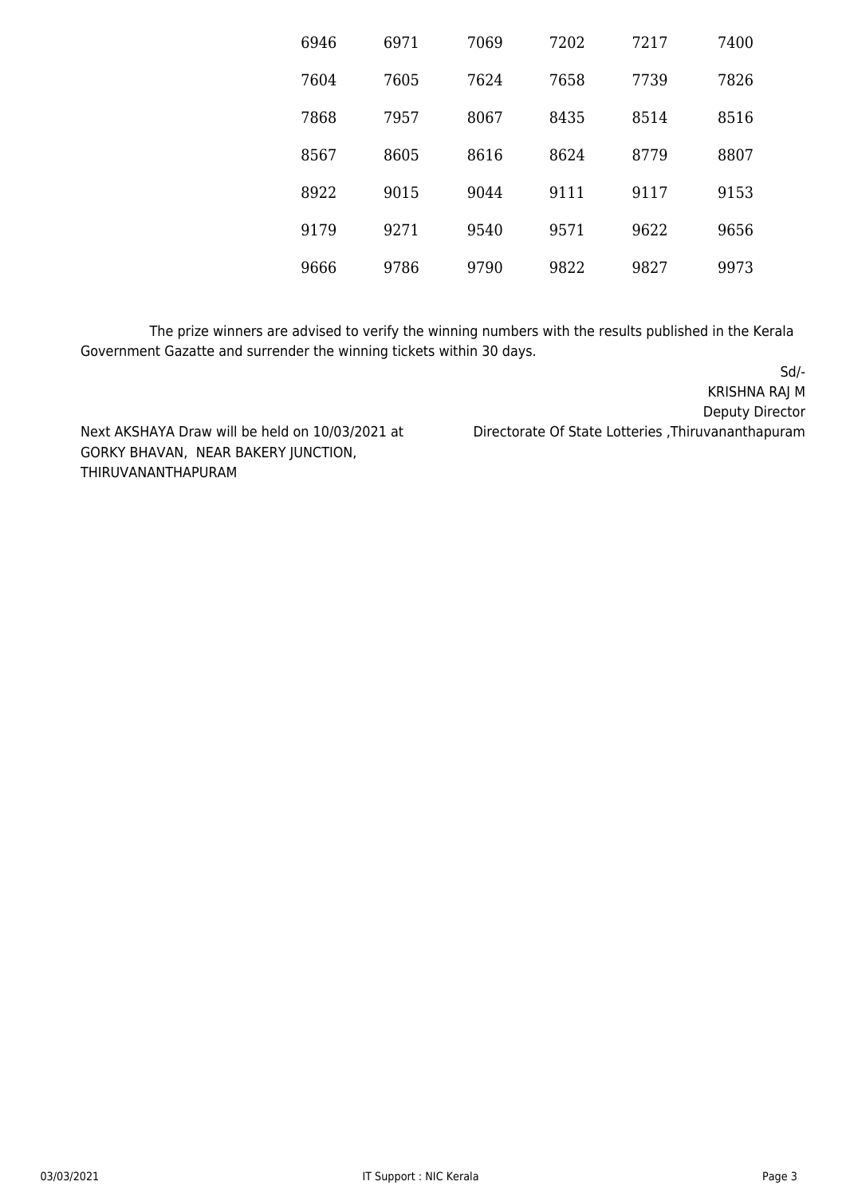| | | | | | |
|---|---|---|---|---|---|
| 6946 | 6971 | 7069 | 7202 | 7217 | 7400 |
| 7604 | 7605 | 7624 | 7658 | 7739 | 7826 |
| 7868 | 7957 | 8067 | 8435 | 8514 | 8516 |
| 8567 | 8605 | 8616 | 8624 | 8779 | 8807 |
| 8922 | 9015 | 9044 | 9111 | 9117 | 9153 |
| 9179 | 9271 | 9540 | 9571 | 9622 | 9656 |
| 9666 | 9786 | 9790 | 9822 | 9827 | 9973 |

The prize winners are advised to verify the winning numbers with the results published in the Kerala Government Gazatte and surrender the winning tickets within 30 days.

Sd/-
KRISHNA RAJ M
Deputy Director
Directorate Of State Lotteries ,Thiruvananthapuram

Next AKSHAYA Draw will be held on 10/03/2021 at GORKY BHAVAN, NEAR BAKERY JUNCTION, THIRUVANANTHAPURAM

03/03/2021 IT Support : NIC Kerala